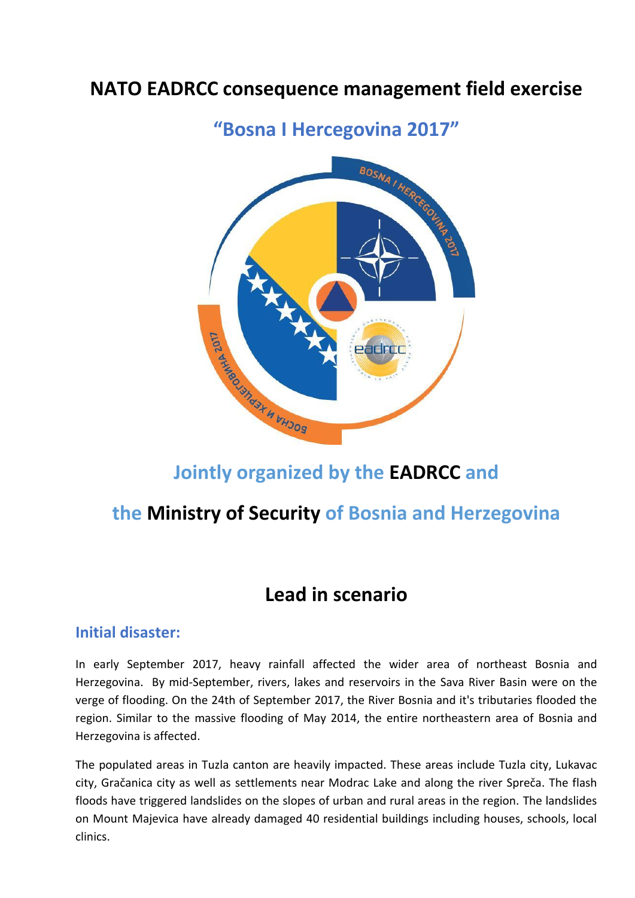# NATO EADRCC consequence management field exercise

## "Bosna I Hercegovina 2017"

## Jointly organized by the **EADRCC** and the **Ministry of Security** of Bosnia and Herzegovina

# Lead in scenario

### Initial disaster:

In early September 2017, heavy rainfall affected the wider area of northeast Bosnia and Herzegovina. By mid-September, rivers, lakes and reservoirs in the Sava River Basin were on the verge of flooding. On the 24th of September 2017, the River Bosnia and it's tributaries flooded the region. Similar to the massive flooding of May 2014, the entire northeastern area of Bosnia and Herzegovina is affected.

The populated areas in Tuzla canton are heavily impacted. These areas include Tuzla city, Lukavac city, Gračanica city as well as settlements near Modrac Lake and along the river Spreča. The flash floods have triggered landslides on the slopes of urban and rural areas in the region. The landslides on Mount Majevica have already damaged 40 residential buildings including houses, schools, local clinics.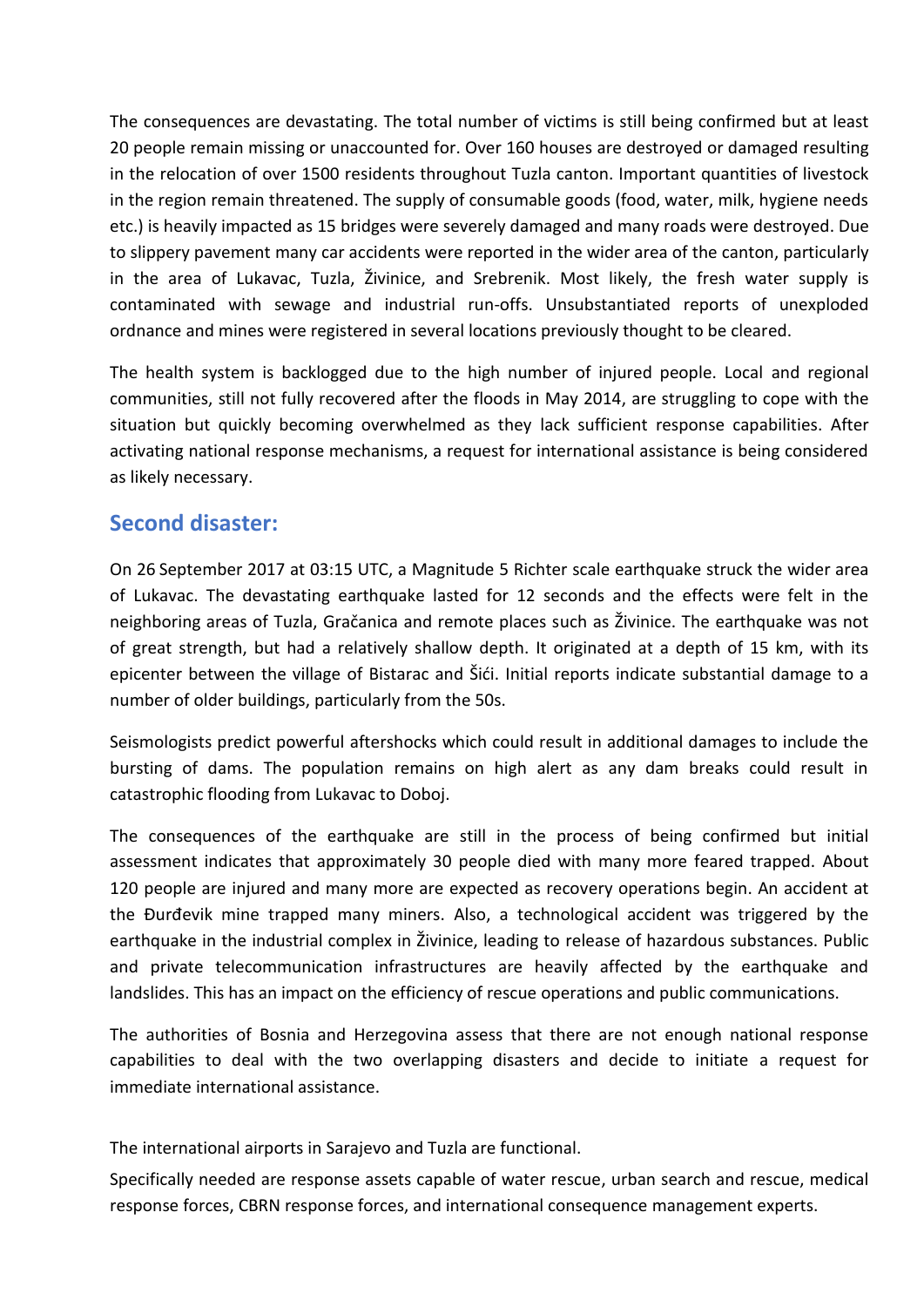The consequences are devastating. The total number of victims is still being confirmed but at least 20 people remain missing or unaccounted for. Over 160 houses are destroyed or damaged resulting in the relocation of over 1500 residents throughout Tuzla canton. Important quantities of livestock in the region remain threatened. The supply of consumable goods (food, water, milk, hygiene needs etc.) is heavily impacted as 15 bridges were severely damaged and many roads were destroyed. Due to slippery pavement many car accidents were reported in the wider area of the canton, particularly in the area of Lukavac, Tuzla, Živinice, and Srebrenik. Most likely, the fresh water supply is contaminated with sewage and industrial run-offs. Unsubstantiated reports of unexploded ordnance and mines were registered in several locations previously thought to be cleared.

The health system is backlogged due to the high number of injured people. Local and regional communities, still not fully recovered after the floods in May 2014, are struggling to cope with the situation but quickly becoming overwhelmed as they lack sufficient response capabilities. After activating national response mechanisms, a request for international assistance is being considered as likely necessary.

## Second disaster:

On 26 September 2017 at 03:15 UTC, a Magnitude 5 Richter scale earthquake struck the wider area of Lukavac. The devastating earthquake lasted for 12 seconds and the effects were felt in the neighboring areas of Tuzla, Gračanica and remote places such as Živinice. The earthquake was not of great strength, but had a relatively shallow depth. It originated at a depth of 15 km, with its epicenter between the village of Bistarac and Šići. Initial reports indicate substantial damage to a number of older buildings, particularly from the 50s.

Seismologists predict powerful aftershocks which could result in additional damages to include the bursting of dams. The population remains on high alert as any dam breaks could result in catastrophic flooding from Lukavac to Doboj.

The consequences of the earthquake are still in the process of being confirmed but initial assessment indicates that approximately 30 people died with many more feared trapped. About 120 people are injured and many more are expected as recovery operations begin. An accident at the Đurđevik mine trapped many miners. Also, a technological accident was triggered by the earthquake in the industrial complex in Živinice, leading to release of hazardous substances. Public and private telecommunication infrastructures are heavily affected by the earthquake and landslides. This has an impact on the efficiency of rescue operations and public communications.

The authorities of Bosnia and Herzegovina assess that there are not enough national response capabilities to deal with the two overlapping disasters and decide to initiate a request for immediate international assistance.

The international airports in Sarajevo and Tuzla are functional.

Specifically needed are response assets capable of water rescue, urban search and rescue, medical response forces, CBRN response forces, and international consequence management experts.